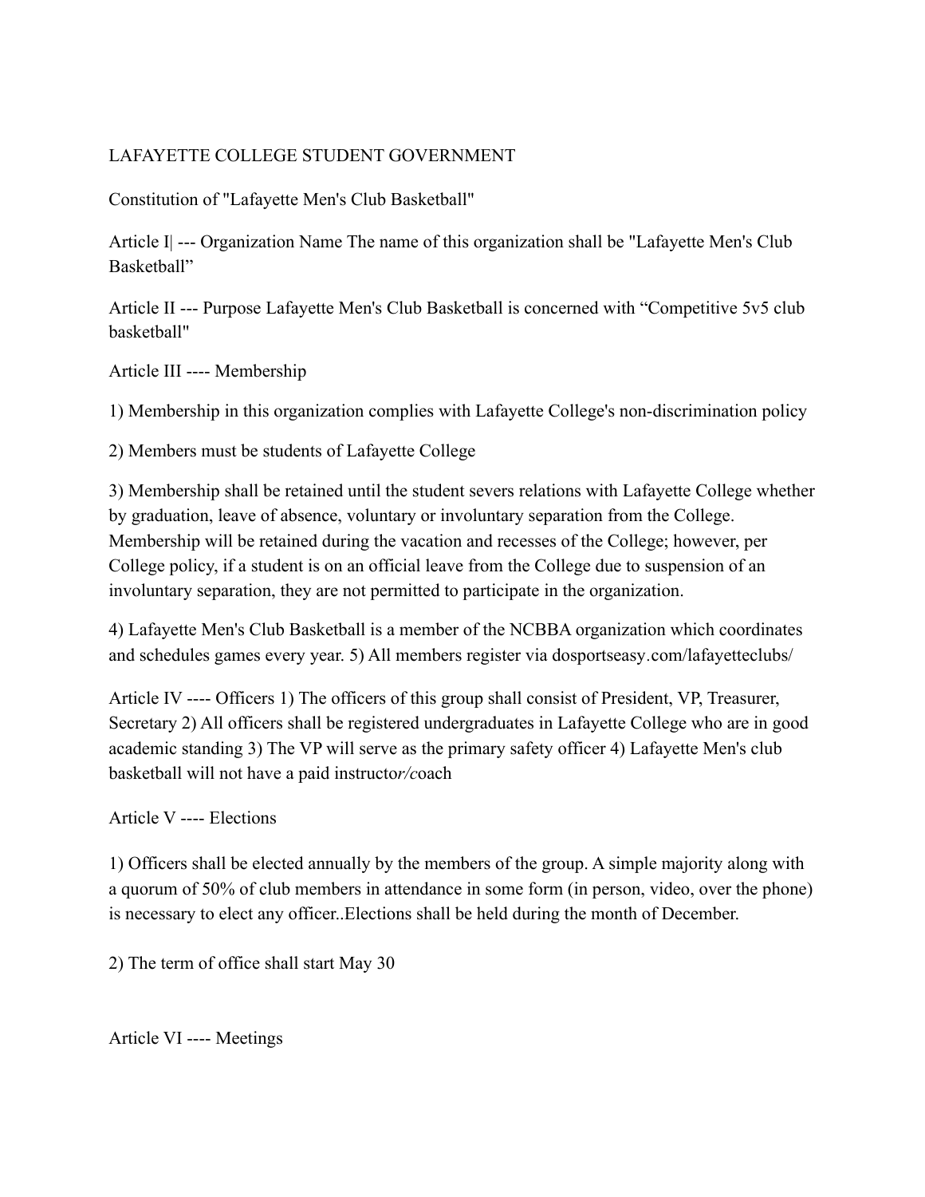LAFAYETTE COLLEGE STUDENT GOVERNMENT

Constitution of "Lafayette Men's Club Basketball"

Article I| --- Organization Name The name of this organization shall be "Lafayette Men's Club Basketball"

Article II --- Purpose Lafayette Men's Club Basketball is concerned with "Competitive 5v5 club basketball"

Article III ---- Membership

1) Membership in this organization complies with Lafayette College's non-discrimination policy

2) Members must be students of Lafayette College

3) Membership shall be retained until the student severs relations with Lafayette College whether by graduation, leave of absence, voluntary or involuntary separation from the College. Membership will be retained during the vacation and recesses of the College; however, per College policy, if a student is on an official leave from the College due to suspension of an involuntary separation, they are not permitted to participate in the organization.

4) Lafayette Men's Club Basketball is a member of the NCBBA organization which coordinates and schedules games every year. 5) All members register via dosportseasy.com/lafayetteclubs/

Article IV ---- Officers 1) The officers of this group shall consist of President, VP, Treasurer, Secretary 2) All officers shall be registered undergraduates in Lafayette College who are in good academic standing 3) The VP will serve as the primary safety officer 4) Lafayette Men's club basketball will not have a paid instructor/coach

Article V ---- Elections

1) Officers shall be elected annually by the members of the group. A simple majority along with a quorum of 50% of club members in attendance in some form (in person, video, over the phone) is necessary to elect any officer..Elections shall be held during the month of December.

2) The term of office shall start May 30

Article VI ---- Meetings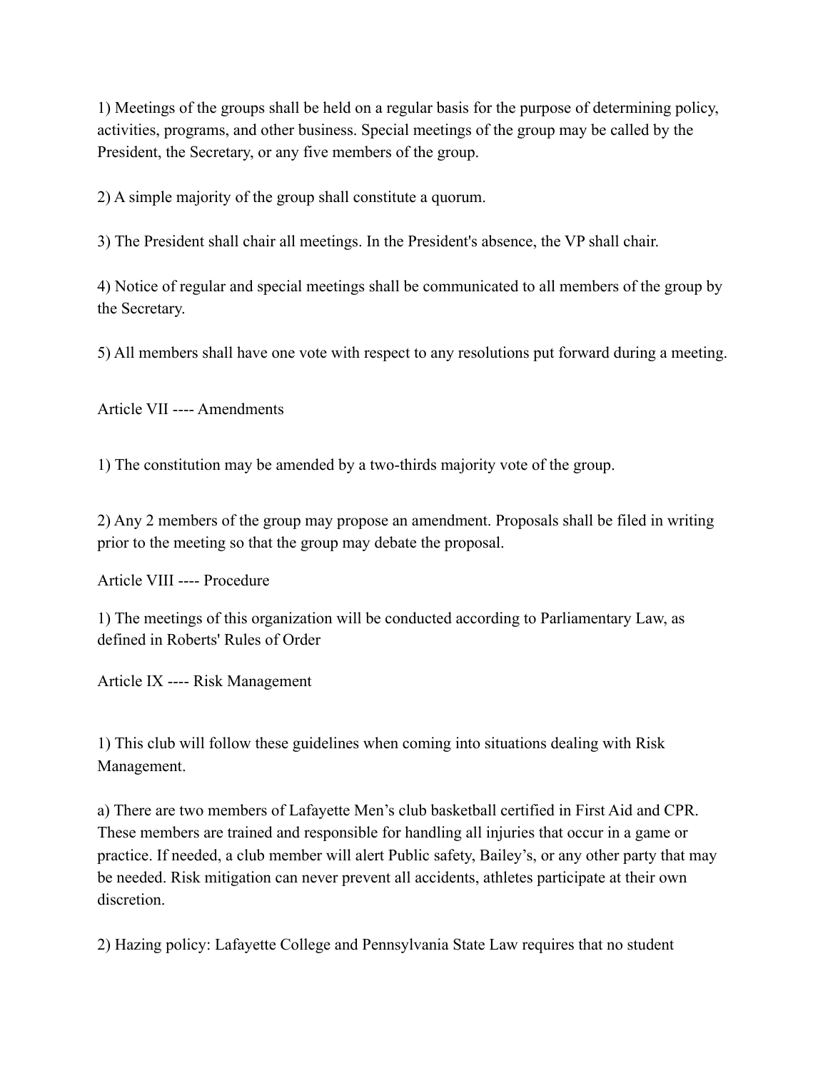1) Meetings of the groups shall be held on a regular basis for the purpose of determining policy, activities, programs, and other business. Special meetings of the group may be called by the President, the Secretary, or any five members of the group.

2) A simple majority of the group shall constitute a quorum.

3) The President shall chair all meetings. In the President's absence, the VP shall chair.

4) Notice of regular and special meetings shall be communicated to all members of the group by the Secretary.

5) All members shall have one vote with respect to any resolutions put forward during a meeting.

## Article VII ---- Amendments

1) The constitution may be amended by a two-thirds majority vote of the group.

2) Any 2 members of the group may propose an amendment. Proposals shall be filed in writing prior to the meeting so that the group may debate the proposal.

## Article VIII ---- Procedure

1) The meetings of this organization will be conducted according to Parliamentary Law, as defined in Roberts' Rules of Order

## Article IX ---- Risk Management

1) This club will follow these guidelines when coming into situations dealing with Risk Management.

a) There are two members of Lafayette Men's club basketball certified in First Aid and CPR. These members are trained and responsible for handling all injuries that occur in a game or practice. If needed, a club member will alert Public safety, Bailey's, or any other party that may be needed. Risk mitigation can never prevent all accidents, athletes participate at their own discretion.

2) Hazing policy: Lafayette College and Pennsylvania State Law requires that no student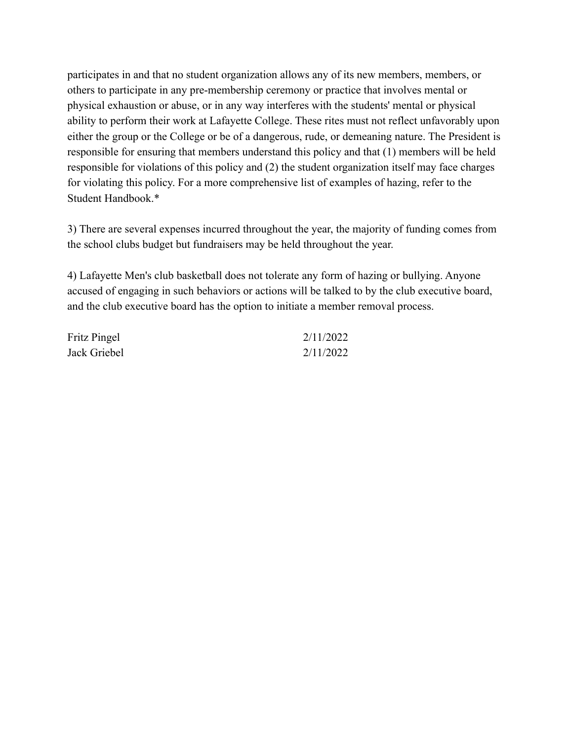participates in and that no student organization allows any of its new members, members, or others to participate in any pre-membership ceremony or practice that involves mental or physical exhaustion or abuse, or in any way interferes with the students' mental or physical ability to perform their work at Lafayette College. These rites must not reflect unfavorably upon either the group or the College or be of a dangerous, rude, or demeaning nature. The President is responsible for ensuring that members understand this policy and that (1) members will be held responsible for violations of this policy and (2) the student organization itself may face charges for violating this policy. For a more comprehensive list of examples of hazing, refer to the Student Handbook.*

3) There are several expenses incurred throughout the year, the majority of funding comes from the school clubs budget but fundraisers may be held throughout the year.

4) Lafayette Men's club basketball does not tolerate any form of hazing or bullying. Anyone accused of engaging in such behaviors or actions will be talked to by the club executive board, and the club executive board has the option to initiate a member removal process.

| | |
|---|---|
| Fritz Pingel | 2/11/2022 |
| Jack Griebel | 2/11/2022 |